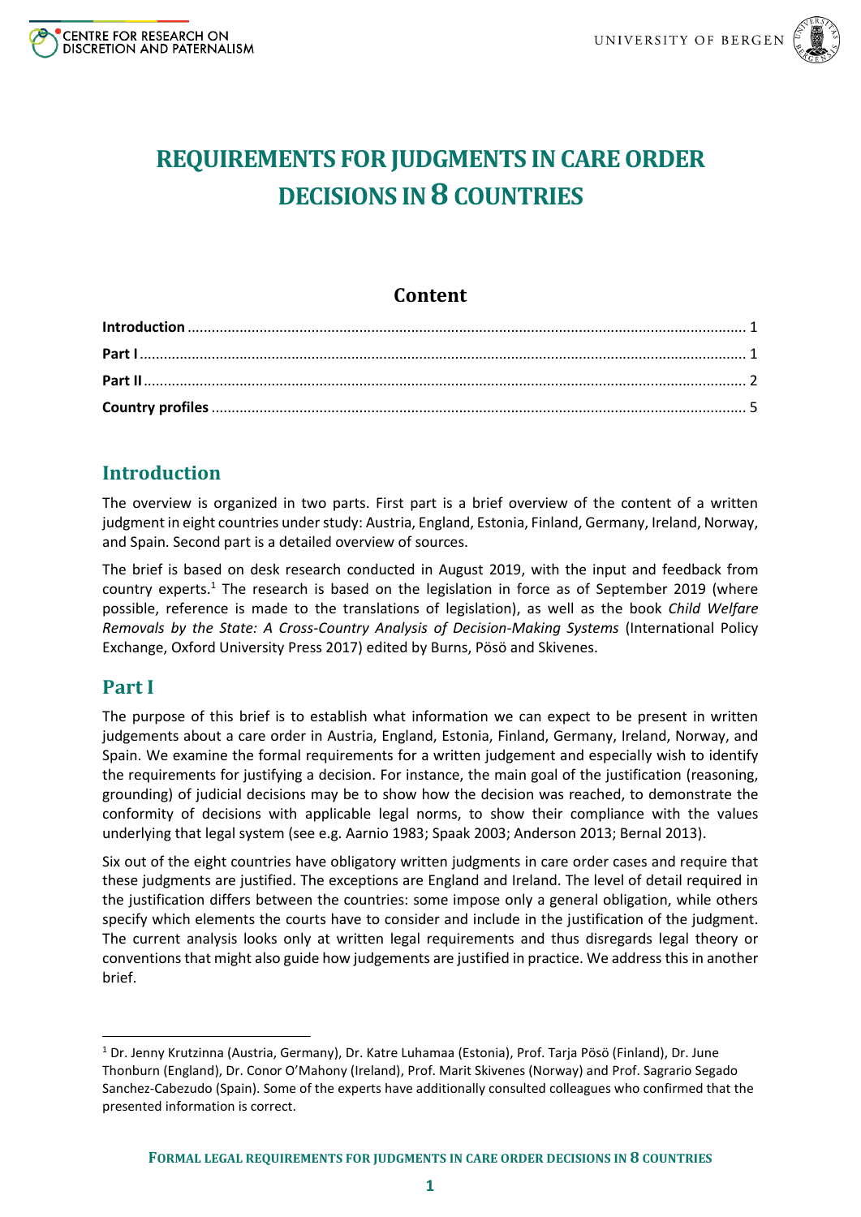# REQUIREMENTS FOR JUDGMENTS IN CARE ORDER DECISIONS IN 8 COUNTRIES

## Content

| | |
|---|---|
| **Introduction** | 1 |
| **Part I** | 1 |
| **Part II** | 2 |
| **Country profiles** | 5 |

## Introduction

The overview is organized in two parts. First part is a brief overview of the content of a written judgment in eight countries under study: Austria, England, Estonia, Finland, Germany, Ireland, Norway, and Spain. Second part is a detailed overview of sources.

The brief is based on desk research conducted in August 2019, with the input and feedback from country experts.[1] The research is based on the legislation in force as of September 2019 (where possible, reference is made to the translations of legislation), as well as the book *Child Welfare Removals by the State: A Cross-Country Analysis of Decision-Making Systems* (International Policy Exchange, Oxford University Press 2017) edited by Burns, Pösö and Skivenes.

## Part I

The purpose of this brief is to establish what information we can expect to be present in written judgements about a care order in Austria, England, Estonia, Finland, Germany, Ireland, Norway, and Spain. We examine the formal requirements for a written judgement and especially wish to identify the requirements for justifying a decision. For instance, the main goal of the justification (reasoning, grounding) of judicial decisions may be to show how the decision was reached, to demonstrate the conformity of decisions with applicable legal norms, to show their compliance with the values underlying that legal system (see e.g. Aarnio 1983; Spaak 2003; Anderson 2013; Bernal 2013).

Six out of the eight countries have obligatory written judgments in care order cases and require that these judgments are justified. The exceptions are England and Ireland. The level of detail required in the justification differs between the countries: some impose only a general obligation, while others specify which elements the courts have to consider and include in the justification of the judgment. The current analysis looks only at written legal requirements and thus disregards legal theory or conventions that might also guide how judgements are justified in practice. We address this in another brief.

[1] Dr. Jenny Krutzinna (Austria, Germany), Dr. Katre Luhamaa (Estonia), Prof. Tarja Pösö (Finland), Dr. June Thonburn (England), Dr. Conor O'Mahony (Ireland), Prof. Marit Skivenes (Norway) and Prof. Sagrario Segado Sanchez-Cabezudo (Spain). Some of the experts have additionally consulted colleagues who confirmed that the presented information is correct.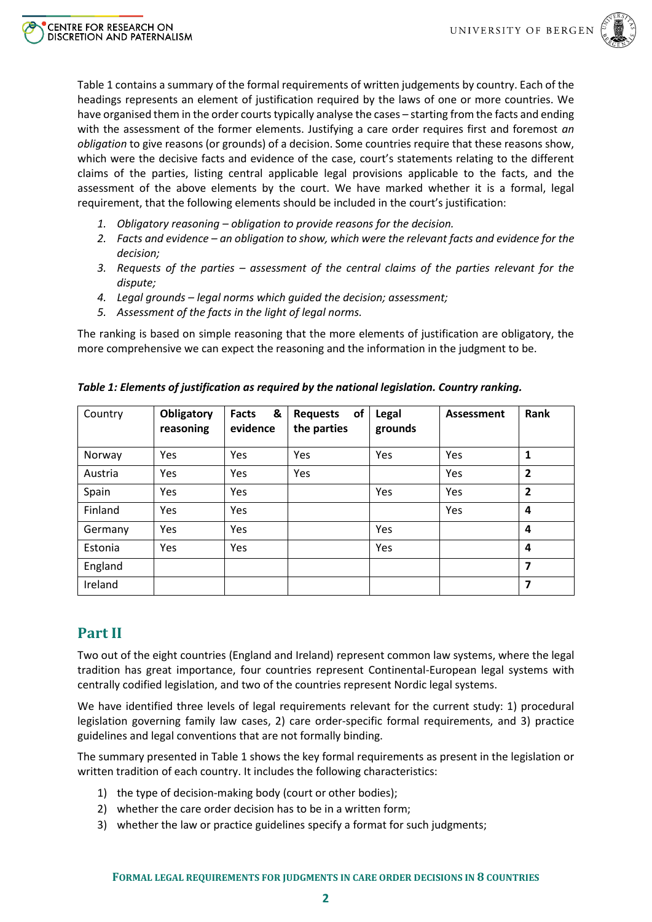Table 1 contains a summary of the formal requirements of written judgements by country. Each of the headings represents an element of justification required by the laws of one or more countries. We have organised them in the order courts typically analyse the cases – starting from the facts and ending with the assessment of the former elements. Justifying a care order requires first and foremost *an obligation* to give reasons (or grounds) of a decision. Some countries require that these reasons show, which were the decisive facts and evidence of the case, court's statements relating to the different claims of the parties, listing central applicable legal provisions applicable to the facts, and the assessment of the above elements by the court. We have marked whether it is a formal, legal requirement, that the following elements should be included in the court's justification:

1. *Obligatory reasoning – obligation to provide reasons for the decision.*
2. *Facts and evidence – an obligation to show, which were the relevant facts and evidence for the decision;*
3. *Requests of the parties – assessment of the central claims of the parties relevant for the dispute;*
4. *Legal grounds – legal norms which guided the decision; assessment;*
5. *Assessment of the facts in the light of legal norms.*

The ranking is based on simple reasoning that the more elements of justification are obligatory, the more comprehensive we can expect the reasoning and the information in the judgment to be.

***Table 1: Elements of justification as required by the national legislation. Country ranking.***

| Country | **Obligatory reasoning** | **Facts & evidence** | **Requests of the parties** | **Legal grounds** | **Assessment** | **Rank** |
|---|---|---|---|---|---|---|
| Norway | Yes | Yes | Yes | Yes | Yes | **1** |
| Austria | Yes | Yes | Yes | | Yes | **2** |
| Spain | Yes | Yes | | Yes | Yes | **2** |
| Finland | Yes | Yes | | | Yes | **4** |
| Germany | Yes | Yes | | Yes | | **4** |
| Estonia | Yes | Yes | | Yes | | **4** |
| England | | | | | | **7** |
| Ireland | | | | | | **7** |

## Part II

Two out of the eight countries (England and Ireland) represent common law systems, where the legal tradition has great importance, four countries represent Continental-European legal systems with centrally codified legislation, and two of the countries represent Nordic legal systems.

We have identified three levels of legal requirements relevant for the current study: 1) procedural legislation governing family law cases, 2) care order-specific formal requirements, and 3) practice guidelines and legal conventions that are not formally binding.

The summary presented in Table 1 shows the key formal requirements as present in the legislation or written tradition of each country. It includes the following characteristics:

1) the type of decision-making body (court or other bodies);
2) whether the care order decision has to be in a written form;
3) whether the law or practice guidelines specify a format for such judgments;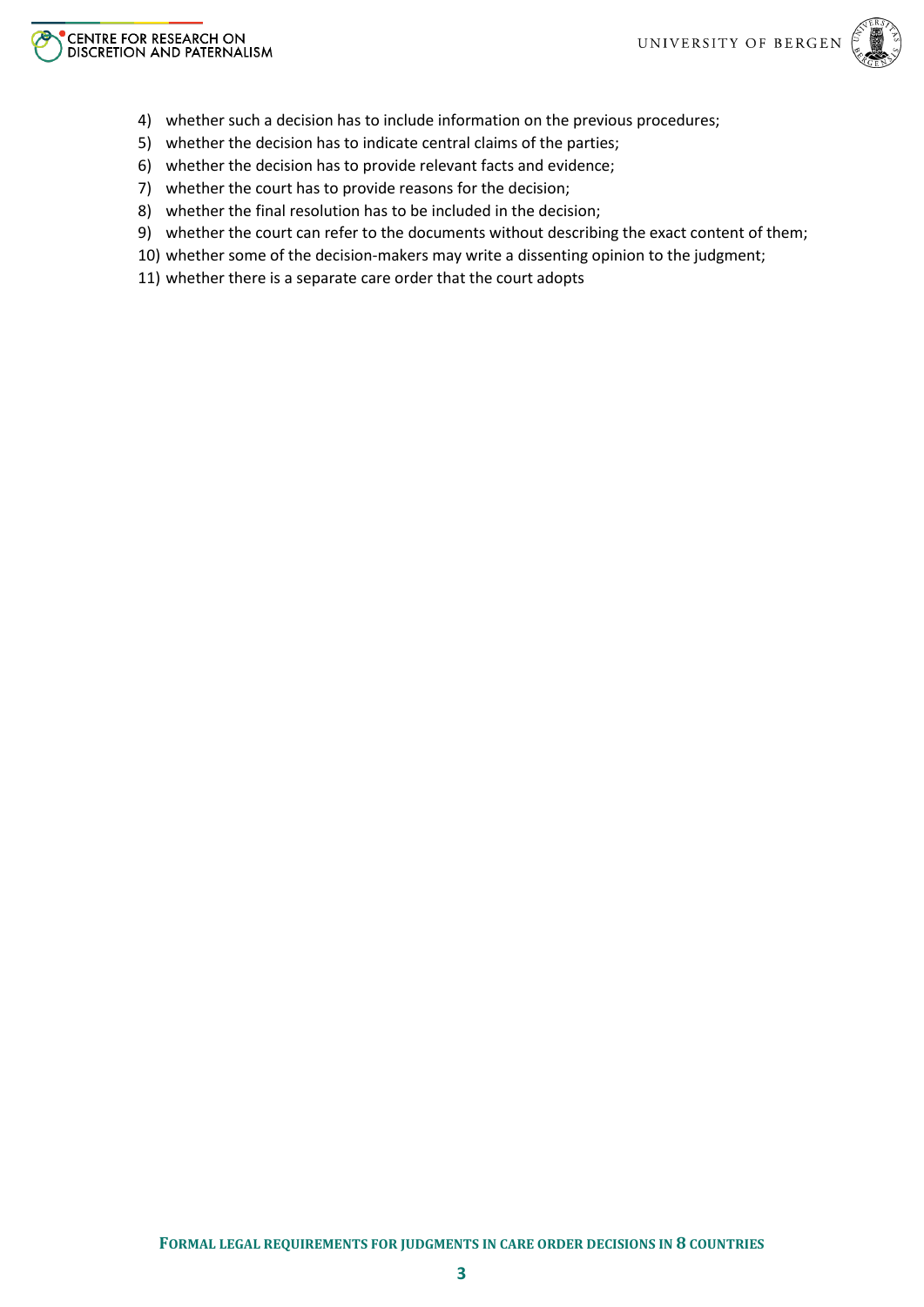4) whether such a decision has to include information on the previous procedures;
5) whether the decision has to indicate central claims of the parties;
6) whether the decision has to provide relevant facts and evidence;
7) whether the court has to provide reasons for the decision;
8) whether the final resolution has to be included in the decision;
9) whether the court can refer to the documents without describing the exact content of them;
10) whether some of the decision-makers may write a dissenting opinion to the judgment;
11) whether there is a separate care order that the court adopts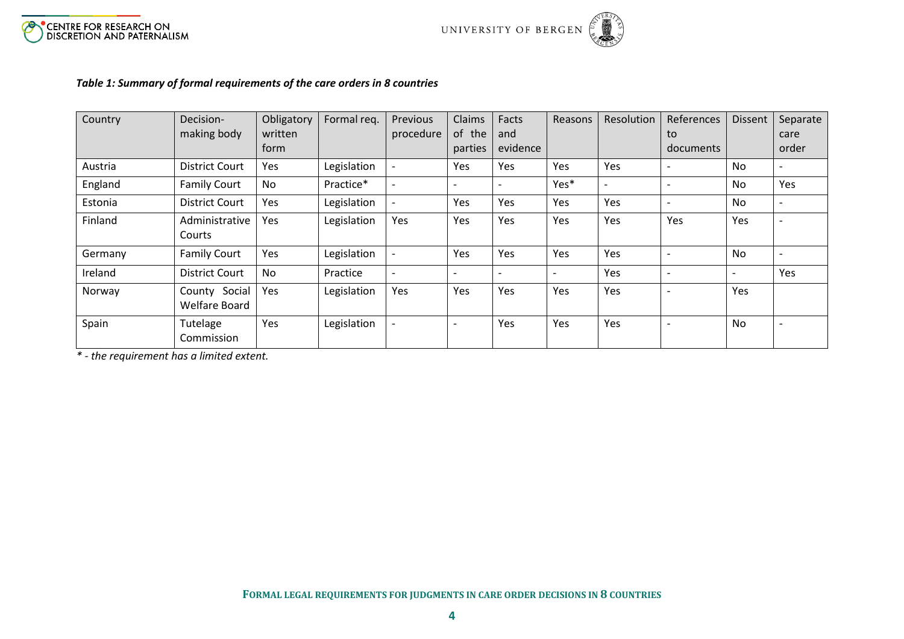*Table 1: Summary of formal requirements of the care orders in 8 countries*

| Country | Decision-making body | Obligatory written form | Formal req. | Previous procedure | Claims of the parties | Facts and evidence | Reasons | Resolution | References to documents | Dissent | Separate care order |
|---|---|---|---|---|---|---|---|---|---|---|---|
| Austria | District Court | Yes | Legislation | - | Yes | Yes | Yes | Yes | - | No | - |
| England | Family Court | No | Practice* | - | - | - | Yes* | - | - | No | Yes |
| Estonia | District Court | Yes | Legislation | - | Yes | Yes | Yes | Yes | - | No | - |
| Finland | Administrative Courts | Yes | Legislation | Yes | Yes | Yes | Yes | Yes | Yes | Yes | - |
| Germany | Family Court | Yes | Legislation | - | Yes | Yes | Yes | Yes | - | No | - |
| Ireland | District Court | No | Practice | - | - | - | - | Yes | - | - | Yes |
| Norway | County Social Welfare Board | Yes | Legislation | Yes | Yes | Yes | Yes | Yes | - | Yes | |
| Spain | Tutelage Commission | Yes | Legislation | - | - | Yes | Yes | Yes | - | No | - |

*\* - the requirement has a limited extent.*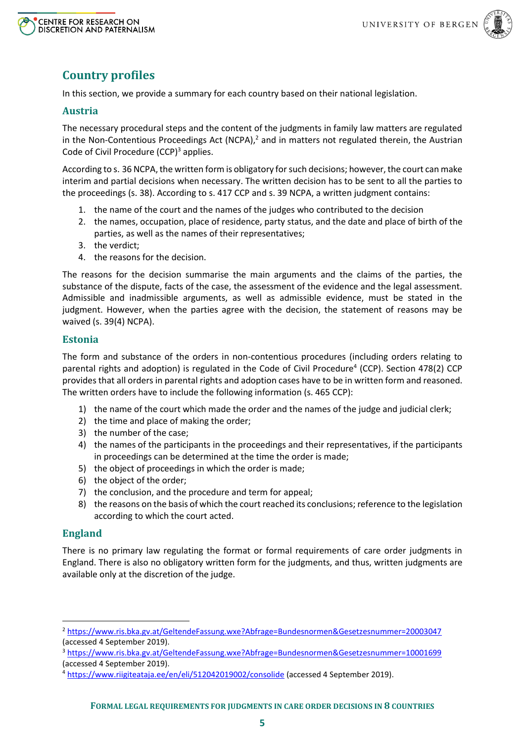## Country profiles

In this section, we provide a summary for each country based on their national legislation.

### Austria

The necessary procedural steps and the content of the judgments in family law matters are regulated in the Non-Contentious Proceedings Act (NCPA),[2] and in matters not regulated therein, the Austrian Code of Civil Procedure (CCP)[3] applies.

According to s. 36 NCPA, the written form is obligatory for such decisions; however, the court can make interim and partial decisions when necessary. The written decision has to be sent to all the parties to the proceedings (s. 38). According to s. 417 CCP and s. 39 NCPA, a written judgment contains:

1. the name of the court and the names of the judges who contributed to the decision
2. the names, occupation, place of residence, party status, and the date and place of birth of the parties, as well as the names of their representatives;
3. the verdict;
4. the reasons for the decision.

The reasons for the decision summarise the main arguments and the claims of the parties, the substance of the dispute, facts of the case, the assessment of the evidence and the legal assessment. Admissible and inadmissible arguments, as well as admissible evidence, must be stated in the judgment. However, when the parties agree with the decision, the statement of reasons may be waived (s. 39(4) NCPA).

### Estonia

The form and substance of the orders in non-contentious procedures (including orders relating to parental rights and adoption) is regulated in the Code of Civil Procedure[4] (CCP). Section 478(2) CCP provides that all orders in parental rights and adoption cases have to be in written form and reasoned. The written orders have to include the following information (s. 465 CCP):

1) the name of the court which made the order and the names of the judge and judicial clerk;
2) the time and place of making the order;
3) the number of the case;
4) the names of the participants in the proceedings and their representatives, if the participants in proceedings can be determined at the time the order is made;
5) the object of proceedings in which the order is made;
6) the object of the order;
7) the conclusion, and the procedure and term for appeal;
8) the reasons on the basis of which the court reached its conclusions; reference to the legislation according to which the court acted.

### England

There is no primary law regulating the format or formal requirements of care order judgments in England. There is also no obligatory written form for the judgments, and thus, written judgments are available only at the discretion of the judge.

---

[2] https://www.ris.bka.gv.at/GeltendeFassung.wxe?Abfrage=Bundesnormen&Gesetzesnummer=20003047 (accessed 4 September 2019).

[3] https://www.ris.bka.gv.at/GeltendeFassung.wxe?Abfrage=Bundesnormen&Gesetzesnummer=10001699 (accessed 4 September 2019).

[4] https://www.riigiteataja.ee/en/eli/512042019002/consolide (accessed 4 September 2019).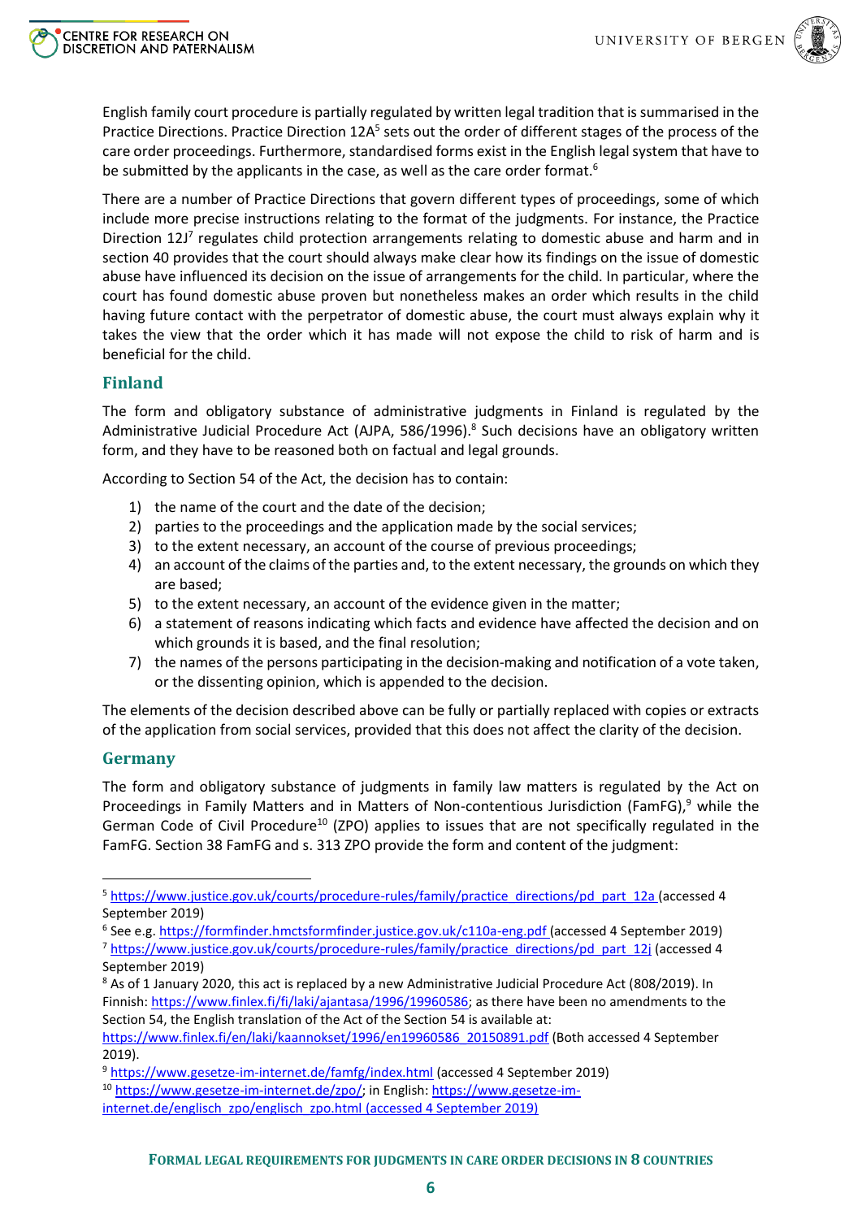English family court procedure is partially regulated by written legal tradition that is summarised in the Practice Directions. Practice Direction 12A[5] sets out the order of different stages of the process of the care order proceedings. Furthermore, standardised forms exist in the English legal system that have to be submitted by the applicants in the case, as well as the care order format.[6]

There are a number of Practice Directions that govern different types of proceedings, some of which include more precise instructions relating to the format of the judgments. For instance, the Practice Direction 12J[7] regulates child protection arrangements relating to domestic abuse and harm and in section 40 provides that the court should always make clear how its findings on the issue of domestic abuse have influenced its decision on the issue of arrangements for the child. In particular, where the court has found domestic abuse proven but nonetheless makes an order which results in the child having future contact with the perpetrator of domestic abuse, the court must always explain why it takes the view that the order which it has made will not expose the child to risk of harm and is beneficial for the child.

## Finland

The form and obligatory substance of administrative judgments in Finland is regulated by the Administrative Judicial Procedure Act (AJPA, 586/1996).[8] Such decisions have an obligatory written form, and they have to be reasoned both on factual and legal grounds.

According to Section 54 of the Act, the decision has to contain:

1) the name of the court and the date of the decision;
2) parties to the proceedings and the application made by the social services;
3) to the extent necessary, an account of the course of previous proceedings;
4) an account of the claims of the parties and, to the extent necessary, the grounds on which they are based;
5) to the extent necessary, an account of the evidence given in the matter;
6) a statement of reasons indicating which facts and evidence have affected the decision and on which grounds it is based, and the final resolution;
7) the names of the persons participating in the decision-making and notification of a vote taken, or the dissenting opinion, which is appended to the decision.

The elements of the decision described above can be fully or partially replaced with copies or extracts of the application from social services, provided that this does not affect the clarity of the decision.

## Germany

The form and obligatory substance of judgments in family law matters is regulated by the Act on Proceedings in Family Matters and in Matters of Non-contentious Jurisdiction (FamFG),[9] while the German Code of Civil Procedure[10] (ZPO) applies to issues that are not specifically regulated in the FamFG. Section 38 FamFG and s. 313 ZPO provide the form and content of the judgment:

---

[5] https://www.justice.gov.uk/courts/procedure-rules/family/practice_directions/pd_part_12a (accessed 4 September 2019)

[6] See e.g. https://formfinder.hmctsformfinder.justice.gov.uk/c110a-eng.pdf (accessed 4 September 2019)

[7] https://www.justice.gov.uk/courts/procedure-rules/family/practice_directions/pd_part_12j (accessed 4 September 2019)

[8] As of 1 January 2020, this act is replaced by a new Administrative Judicial Procedure Act (808/2019). In Finnish: https://www.finlex.fi/fi/laki/ajantasa/1996/19960586; as there have been no amendments to the Section 54, the English translation of the Act of the Section 54 is available at: https://www.finlex.fi/en/laki/kaannokset/1996/en19960586_20150891.pdf (Both accessed 4 September 2019).

[9] https://www.gesetze-im-internet.de/famfg/index.html (accessed 4 September 2019)

[10] https://www.gesetze-im-internet.de/zpo/; in English: https://www.gesetze-im-internet.de/englisch_zpo/englisch_zpo.html (accessed 4 September 2019)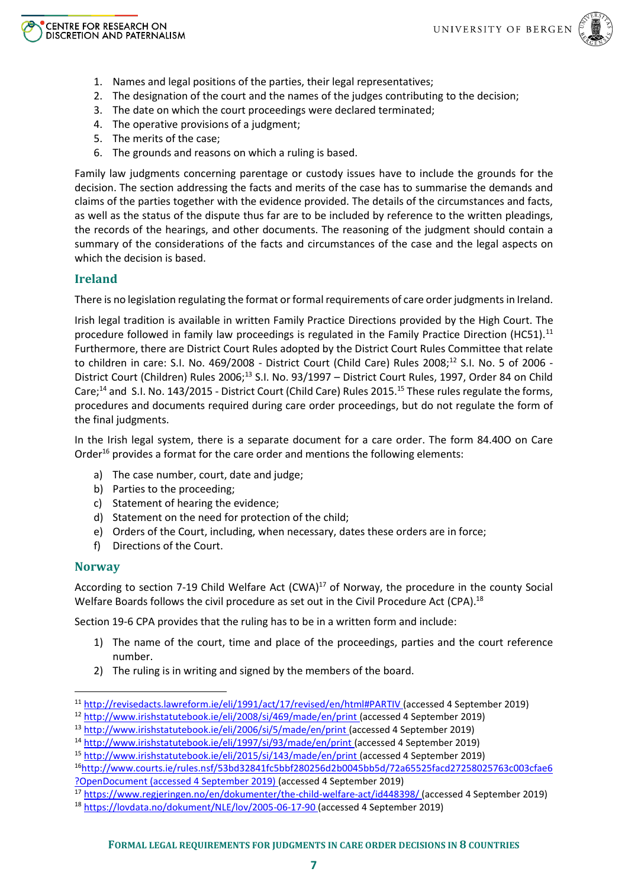1. Names and legal positions of the parties, their legal representatives;
2. The designation of the court and the names of the judges contributing to the decision;
3. The date on which the court proceedings were declared terminated;
4. The operative provisions of a judgment;
5. The merits of the case;
6. The grounds and reasons on which a ruling is based.

Family law judgments concerning parentage or custody issues have to include the grounds for the decision. The section addressing the facts and merits of the case has to summarise the demands and claims of the parties together with the evidence provided. The details of the circumstances and facts, as well as the status of the dispute thus far are to be included by reference to the written pleadings, the records of the hearings, and other documents. The reasoning of the judgment should contain a summary of the considerations of the facts and circumstances of the case and the legal aspects on which the decision is based.

## Ireland

There is no legislation regulating the format or formal requirements of care order judgments in Ireland.

Irish legal tradition is available in written Family Practice Directions provided by the High Court. The procedure followed in family law proceedings is regulated in the Family Practice Direction (HC51).[11] Furthermore, there are District Court Rules adopted by the District Court Rules Committee that relate to children in care: S.I. No. 469/2008 - District Court (Child Care) Rules 2008;[12] S.I. No. 5 of 2006 - District Court (Children) Rules 2006;[13] S.I. No. 93/1997 – District Court Rules, 1997, Order 84 on Child Care;[14] and S.I. No. 143/2015 - District Court (Child Care) Rules 2015.[15] These rules regulate the forms, procedures and documents required during care order proceedings, but do not regulate the form of the final judgments.

In the Irish legal system, there is a separate document for a care order. The form 84.40O on Care Order[16] provides a format for the care order and mentions the following elements:

a) The case number, court, date and judge;
b) Parties to the proceeding;
c) Statement of hearing the evidence;
d) Statement on the need for protection of the child;
e) Orders of the Court, including, when necessary, dates these orders are in force;
f) Directions of the Court.

## Norway

According to section 7-19 Child Welfare Act (CWA)[17] of Norway, the procedure in the county Social Welfare Boards follows the civil procedure as set out in the Civil Procedure Act (CPA).[18]

Section 19-6 CPA provides that the ruling has to be in a written form and include:

1) The name of the court, time and place of the proceedings, parties and the court reference number.
2) The ruling is in writing and signed by the members of the board.

---

[11] http://revisedacts.lawreform.ie/eli/1991/act/17/revised/en/html#PARTIV (accessed 4 September 2019)

[12] http://www.irishstatutebook.ie/eli/2008/si/469/made/en/print (accessed 4 September 2019)

[13] http://www.irishstatutebook.ie/eli/2006/si/5/made/en/print (accessed 4 September 2019)

[14] http://www.irishstatutebook.ie/eli/1997/si/93/made/en/print (accessed 4 September 2019)

[15] http://www.irishstatutebook.ie/eli/2015/si/143/made/en/print (accessed 4 September 2019)

[16] http://www.courts.ie/rules.nsf/53bd32841fc5bbf280256d2b0045bb5d/72a65525facd27258025763c003cfae6?OpenDocument (accessed 4 September 2019) (accessed 4 September 2019)

[17] https://www.regjeringen.no/en/dokumenter/the-child-welfare-act/id448398/ (accessed 4 September 2019)

[18] https://lovdata.no/dokument/NLE/lov/2005-06-17-90 (accessed 4 September 2019)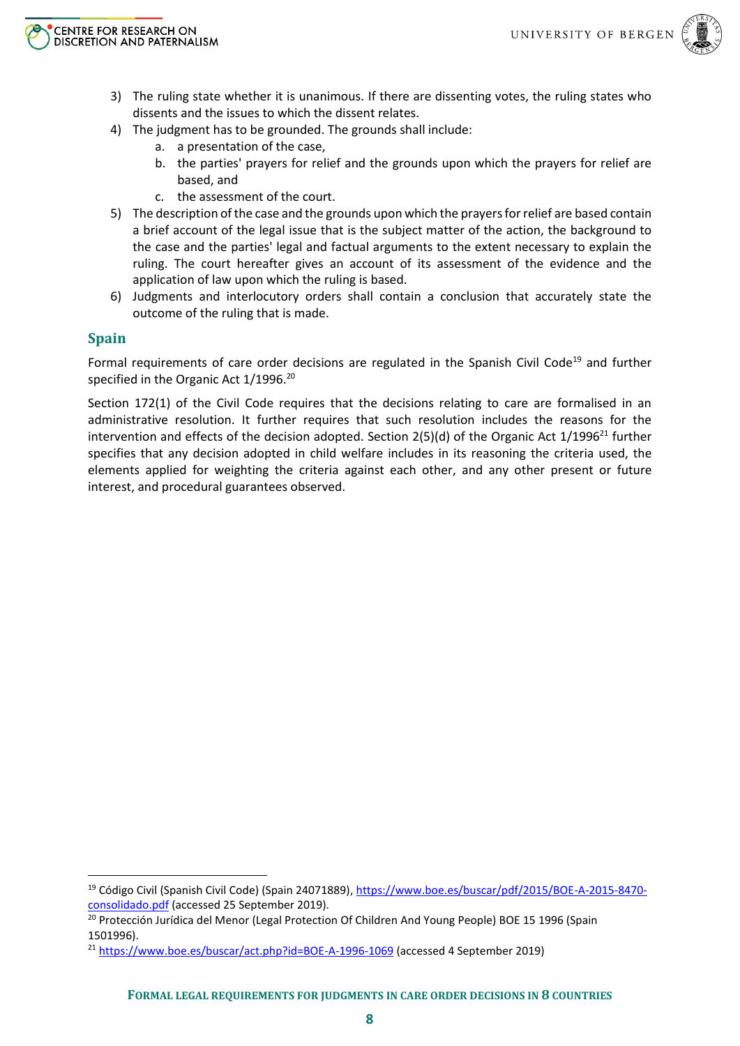3) The ruling state whether it is unanimous. If there are dissenting votes, the ruling states who dissents and the issues to which the dissent relates.
4) The judgment has to be grounded. The grounds shall include:
    a. a presentation of the case,
    b. the parties' prayers for relief and the grounds upon which the prayers for relief are based, and
    c. the assessment of the court.
5) The description of the case and the grounds upon which the prayers for relief are based contain a brief account of the legal issue that is the subject matter of the action, the background to the case and the parties' legal and factual arguments to the extent necessary to explain the ruling. The court hereafter gives an account of its assessment of the evidence and the application of law upon which the ruling is based.
6) Judgments and interlocutory orders shall contain a conclusion that accurately state the outcome of the ruling that is made.

## Spain

Formal requirements of care order decisions are regulated in the Spanish Civil Code[19] and further specified in the Organic Act 1/1996.[20]

Section 172(1) of the Civil Code requires that the decisions relating to care are formalised in an administrative resolution. It further requires that such resolution includes the reasons for the intervention and effects of the decision adopted. Section 2(5)(d) of the Organic Act 1/1996[21] further specifies that any decision adopted in child welfare includes in its reasoning the criteria used, the elements applied for weighting the criteria against each other, and any other present or future interest, and procedural guarantees observed.

---

[19] Código Civil (Spanish Civil Code) (Spain 24071889), https://www.boe.es/buscar/pdf/2015/BOE-A-2015-8470-consolidado.pdf (accessed 25 September 2019).

[20] Protección Jurídica del Menor (Legal Protection Of Children And Young People) BOE 15 1996 (Spain 1501996).

[21] https://www.boe.es/buscar/act.php?id=BOE-A-1996-1069 (accessed 4 September 2019)